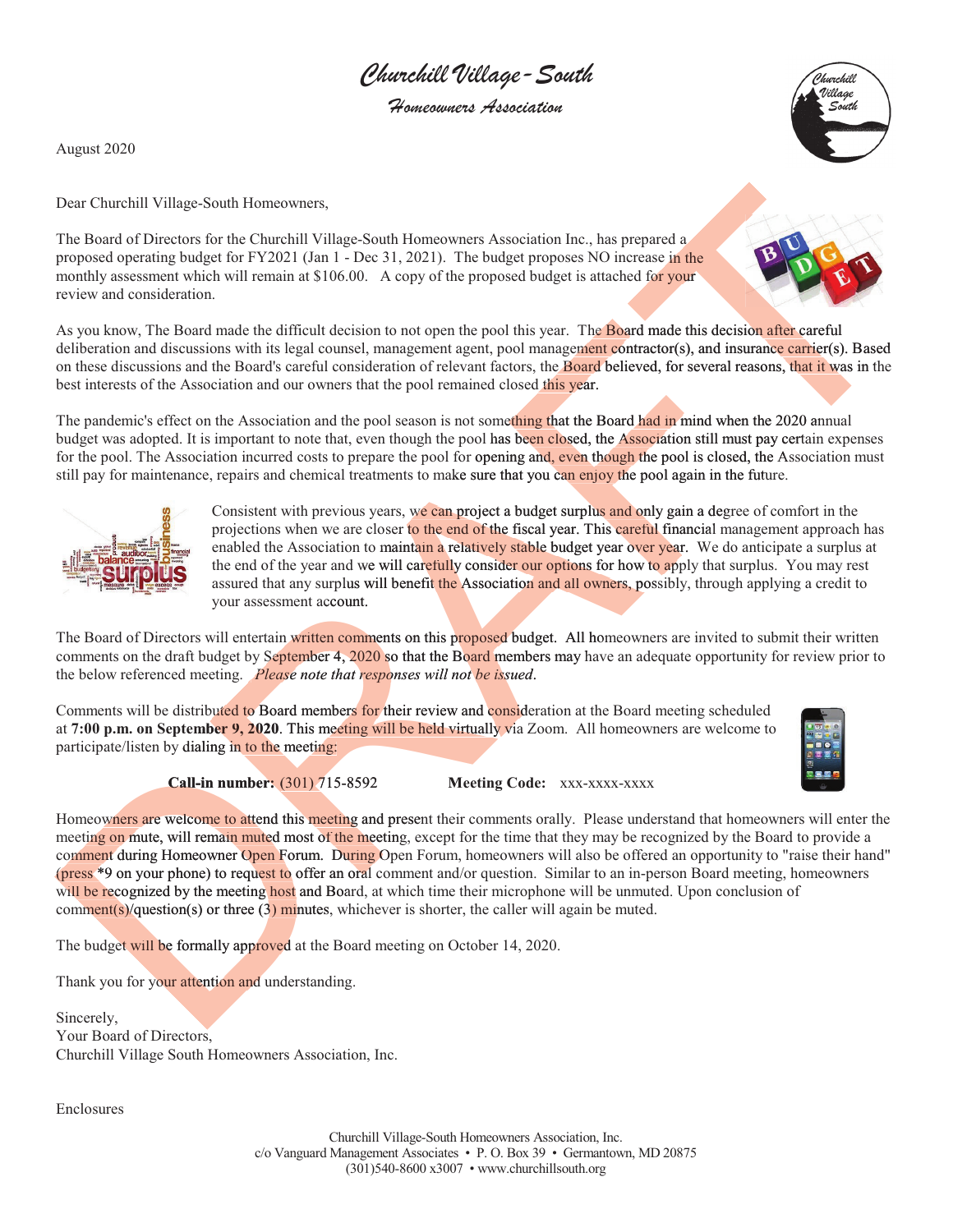# Churchill Village - South

## Homeowners Association

August 2020

Dear Churchill Village-South Homeowners,

The Board of Directors for the Churchill Village-South Homeowners Association Inc., has prepared a proposed operating budget for FY2021 (Jan 1 - Dec 31, 2021). The budget proposes NO increase in the monthly assessment which will remain at $106.00. A copy of the proposed budget is attached for your review and consideration.

As you know, The Board made the difficult decision to not open the pool this year. The Board made this decision after careful deliberation and discussions with its legal counsel, management agent, pool management contractor(s), and insurance carrier(s). Based on these discussions and the Board's careful consideration of relevant factors, the Board believed, for several reasons, that it was in the best interests of the Association and our owners that the pool remained closed this year.

The pandemic's effect on the Association and the pool season is not something that the Board had in mind when the 2020 annual budget was adopted. It is important to note that, even though the pool has been closed, the Association still must pay certain expenses for the pool. The Association incurred costs to prepare the pool for opening and, even though the pool is closed, the Association must still pay for maintenance, repairs and chemical treatments to make sure that you can enjoy the pool again in the future.

Consistent with previous years, we can project a budget surplus and only gain a degree of comfort in the projections when we are closer to the end of the fiscal year. This careful financial management approach has enabled the Association to maintain a relatively stable budget year over year. We do anticipate a surplus at the end of the year and we will carefully consider our options for how to apply that surplus. You may rest assured that any surplus will benefit the Association and all owners, possibly, through applying a credit to your assessment account.

The Board of Directors will entertain written comments on this proposed budget. All homeowners are invited to submit their written comments on the draft budget by September 4, 2020 so that the Board members may have an adequate opportunity for review prior to the below referenced meeting. *Please note that responses will not be issued.*

Comments will be distributed to Board members for their review and consideration at the Board meeting scheduled at **7:00 p.m. on September 9, 2020**. This meeting will be held virtually via Zoom. All homeowners are welcome to participate/listen by dialing in to the meeting:

**Call-in number:** (301) 715-8592 **Meeting Code:** xxx-xxxx-xxxx

Homeowners are welcome to attend this meeting and present their comments orally. Please understand that homeowners will enter the meeting on mute, will remain muted most of the meeting, except for the time that they may be recognized by the Board to provide a comment during Homeowner Open Forum. During Open Forum, homeowners will also be offered an opportunity to "raise their hand" (press *9 on your phone) to request to offer an oral comment and/or question. Similar to an in-person Board meeting, homeowners will be recognized by the meeting host and Board, at which time their microphone will be unmuted. Upon conclusion of comment(s)/question(s) or three (3) minutes, whichever is shorter, the caller will again be muted.

The budget will be formally approved at the Board meeting on October 14, 2020.

Thank you for your attention and understanding.

Sincerely,
Your Board of Directors,
Churchill Village South Homeowners Association, Inc.

Enclosures

Churchill Village-South Homeowners Association, Inc.
c/o Vanguard Management Associates • P. O. Box 39 • Germantown, MD 20875
(301)540-8600 x3007 • www.churchillsouth.org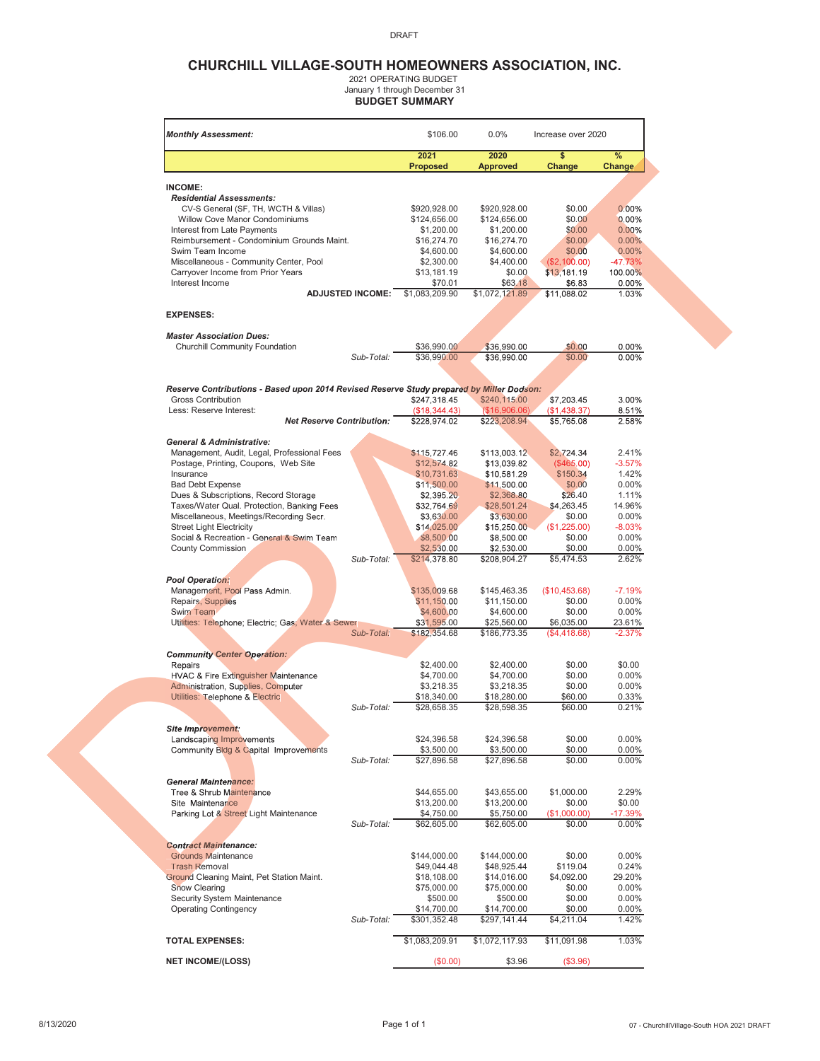DRAFT

# CHURCHILL VILLAGE-SOUTH HOMEOWNERS ASSOCIATION, INC.

2021 OPERATING BUDGET
January 1 through December 31
**BUDGET SUMMARY**

| ***Monthly Assessment:*** | $106.00 | 0.0% | Increase over 2020 | |
|---|---|---|---|---|
| | **2021 Proposed** | **2020 Approved** | **$ Change** | **% Change** |
| **INCOME:** | | | | |
| ***Residential Assessments:*** | | | | |
| CV-S General (SF, TH, WCTH & Villas) | $920,928.00 | $920,928.00 | $0.00 | 0.00% |
| Willow Cove Manor Condominiums | $124,656.00 | $124,656.00 | $0.00 | 0.00% |
| Interest from Late Payments | $1,200.00 | $1,200.00 | $0.00 | 0.00% |
| Reimbursement - Condominium Grounds Maint. | $16,274.70 | $16,274.70 | $0.00 | 0.00% |
| Swim Team Income | $4,600.00 | $4,600.00 | $0.00 | 0.00% |
| Miscellaneous - Community Center, Pool | $2,300.00 | $4,400.00 | ($2,100.00) | -47.73% |
| Carryover Income from Prior Years | $13,181.19 | $0.00 | $13,181.19 | 100.00% |
| Interest Income | $70.01 | $63.18 | $6.83 | 0.00% |
| **ADJUSTED INCOME:** | $1,083,209.90 | $1,072,121.89 | $11,088.02 | 1.03% |
| **EXPENSES:** | | | | |
| ***Master Association Dues:*** | | | | |
| Churchill Community Foundation | $36,990.00 | $36,990.00 | $0.00 | 0.00% |
| *Sub-Total:* | $36,990.00 | $36,990.00 | $0.00 | 0.00% |
| ***Reserve Contributions - Based upon 2014 Revised Reserve Study prepared by Miller Dodson:*** | | | | |
| Gross Contribution | $247,318.45 | $240,115.00 | $7,203.45 | 3.00% |
| Less: Reserve Interest: | ($18,344.43) | ($16,906.06) | ($1,438.37) | 8.51% |
| ***Net Reserve Contribution:*** | $228,974.02 | $223,208.94 | $5,765.08 | 2.58% |
| ***General & Administrative:*** | | | | |
| Management, Audit, Legal, Professional Fees | $115,727.46 | $113,003.12 | $2,724.34 | 2.41% |
| Postage, Printing, Coupons, Web Site | $12,574.82 | $13,039.82 | ($465.00) | -3.57% |
| Insurance | $10,731.63 | $10,581.29 | $150.34 | 1.42% |
| Bad Debt Expense | $11,500.00 | $11,500.00 | $0.00 | 0.00% |
| Dues & Subscriptions, Record Storage | $2,395.20 | $2,368.80 | $26.40 | 1.11% |
| Taxes/Water Qual. Protection, Banking Fees | $32,764.69 | $28,501.24 | $4,263.45 | 14.96% |
| Miscellaneous, Meetings/Recording Secr. | $3,630.00 | $3,630.00 | $0.00 | 0.00% |
| Street Light Electricity | $14,025.00 | $15,250.00 | ($1,225.00) | -8.03% |
| Social & Recreation - General & Swim Team | $8,500.00 | $8,500.00 | $0.00 | 0.00% |
| County Commission | $2,530.00 | $2,530.00 | $0.00 | 0.00% |
| *Sub-Total:* | $214,378.80 | $208,904.27 | $5,474.53 | 2.62% |
| ***Pool Operation:*** | | | | |
| Management, Pool Pass Admin. | $135,009.68 | $145,463.35 | ($10,453.68) | -7.19% |
| Repairs, Supplies | $11,150.00 | $11,150.00 | $0.00 | 0.00% |
| Swim Team | $4,600.00 | $4,600.00 | $0.00 | 0.00% |
| Utilities: Telephone; Electric; Gas; Water & Sewer | $31,595.00 | $25,560.00 | $6,035.00 | 23.61% |
| *Sub-Total:* | $182,354.68 | $186,773.35 | ($4,418.68) | -2.37% |
| ***Community Center Operation:*** | | | | |
| Repairs | $2,400.00 | $2,400.00 | $0.00 | $0.00 |
| HVAC & Fire Extinguisher Maintenance | $4,700.00 | $4,700.00 | $0.00 | 0.00% |
| Administration, Supplies, Computer | $3,218.35 | $3,218.35 | $0.00 | 0.00% |
| Utilities: Telephone & Electric | $18,340.00 | $18,280.00 | $60.00 | 0.33% |
| *Sub-Total:* | $28,658.35 | $28,598.35 | $60.00 | 0.21% |
| ***Site Improvement:*** | | | | |
| Landscaping Improvements | $24,396.58 | $24,396.58 | $0.00 | 0.00% |
| Community Bldg & Capital Improvements | $3,500.00 | $3,500.00 | $0.00 | 0.00% |
| *Sub-Total:* | $27,896.58 | $27,896.58 | $0.00 | 0.00% |
| ***General Maintenance:*** | | | | |
| Tree & Shrub Maintenance | $44,655.00 | $43,655.00 | $1,000.00 | 2.29% |
| Site Maintenance | $13,200.00 | $13,200.00 | $0.00 | $0.00 |
| Parking Lot & Street Light Maintenance | $4,750.00 | $5,750.00 | ($1,000.00) | -17.39% |
| *Sub-Total:* | $62,605.00 | $62,605.00 | $0.00 | 0.00% |
| ***Contract Maintenance:*** | | | | |
| Grounds Maintenance | $144,000.00 | $144,000.00 | $0.00 | 0.00% |
| Trash Removal | $49,044.48 | $48,925.44 | $119.04 | 0.24% |
| Ground Cleaning Maint, Pet Station Maint. | $18,108.00 | $14,016.00 | $4,092.00 | 29.20% |
| Snow Clearing | $75,000.00 | $75,000.00 | $0.00 | 0.00% |
| Security System Maintenance | $500.00 | $500.00 | $0.00 | 0.00% |
| Operating Contingency | $14,700.00 | $14,700.00 | $0.00 | 0.00% |
| *Sub-Total:* | $301,352.48 | $297,141.44 | $4,211.04 | 1.42% |
| **TOTAL EXPENSES:** | $1,083,209.91 | $1,072,117.93 | $11,091.98 | 1.03% |
| **NET INCOME/(LOSS)** | ($0.00) | $3.96 | ($3.96) | |

8/13/2020 — 07 - ChurchillVillage-South HOA 2021 DRAFT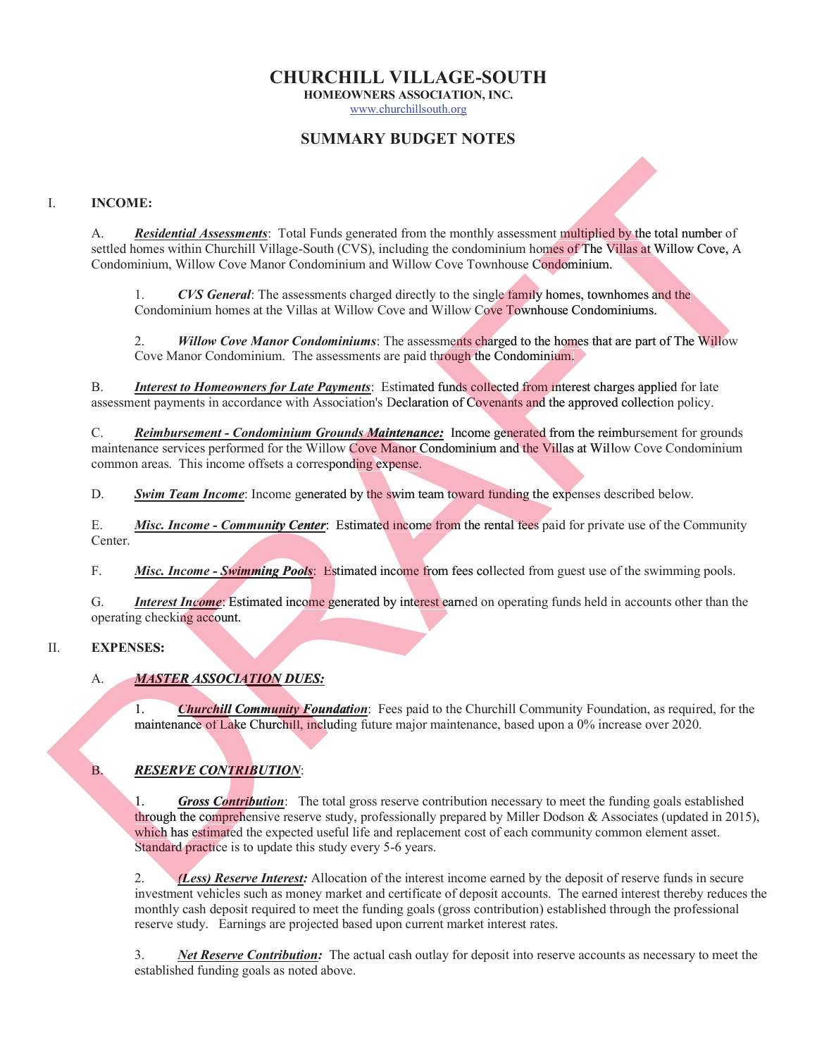# CHURCHILL VILLAGE-SOUTH

**HOMEOWNERS ASSOCIATION, INC.**

www.churchillsouth.org

## SUMMARY BUDGET NOTES

I. **INCOME:**

A. ***Residential Assessments***: Total Funds generated from the monthly assessment multiplied by the total number of settled homes within Churchill Village-South (CVS), including the condominium homes of The Villas at Willow Cove, A Condominium, Willow Cove Manor Condominium and Willow Cove Townhouse Condominium.

1. ***CVS General***: The assessments charged directly to the single family homes, townhomes and the Condominium homes at the Villas at Willow Cove and Willow Cove Townhouse Condominiums.

2. ***Willow Cove Manor Condominiums***: The assessments charged to the homes that are part of The Willow Cove Manor Condominium. The assessments are paid through the Condominium.

B. ***Interest to Homeowners for Late Payments***: Estimated funds collected from interest charges applied for late assessment payments in accordance with Association's Declaration of Covenants and the approved collection policy.

C. ***Reimbursement - Condominium Grounds Maintenance:*** Income generated from the reimbursement for grounds maintenance services performed for the Willow Cove Manor Condominium and the Villas at Willow Cove Condominium common areas. This income offsets a corresponding expense.

D. ***Swim Team Income***: Income generated by the swim team toward funding the expenses described below.

E. ***Misc. Income - Community Center***: Estimated income from the rental fees paid for private use of the Community Center.

F. ***Misc. Income - Swimming Pools***: Estimated income from fees collected from guest use of the swimming pools.

G. ***Interest Income***: Estimated income generated by interest earned on operating funds held in accounts other than the operating checking account.

II. **EXPENSES:**

A. ***MASTER ASSOCIATION DUES:***

1. ***Churchill Community Foundation***: Fees paid to the Churchill Community Foundation, as required, for the maintenance of Lake Churchill, including future major maintenance, based upon a 0% increase over 2020.

B. ***RESERVE CONTRIBUTION***:

1. ***Gross Contribution***: The total gross reserve contribution necessary to meet the funding goals established through the comprehensive reserve study, professionally prepared by Miller Dodson & Associates (updated in 2015), which has estimated the expected useful life and replacement cost of each community common element asset. Standard practice is to update this study every 5-6 years.

2. ***(Less) Reserve Interest:*** Allocation of the interest income earned by the deposit of reserve funds in secure investment vehicles such as money market and certificate of deposit accounts. The earned interest thereby reduces the monthly cash deposit required to meet the funding goals (gross contribution) established through the professional reserve study. Earnings are projected based upon current market interest rates.

3. ***Net Reserve Contribution:*** The actual cash outlay for deposit into reserve accounts as necessary to meet the established funding goals as noted above.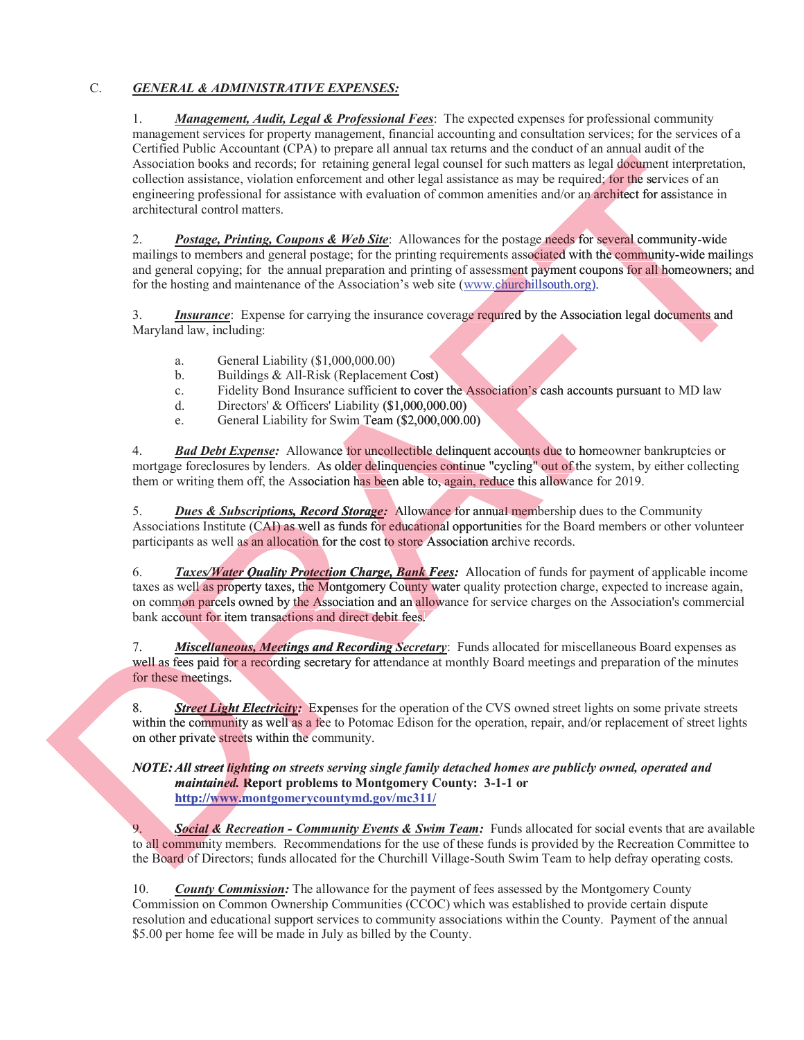C. ***GENERAL & ADMINISTRATIVE EXPENSES:***

1. ***Management, Audit, Legal & Professional Fees***: The expected expenses for professional community management services for property management, financial accounting and consultation services; for the services of a Certified Public Accountant (CPA) to prepare all annual tax returns and the conduct of an annual audit of the Association books and records; for retaining general legal counsel for such matters as legal document interpretation, collection assistance, violation enforcement and other legal assistance as may be required; for the services of an engineering professional for assistance with evaluation of common amenities and/or an architect for assistance in architectural control matters.

2. ***Postage, Printing, Coupons & Web Site***: Allowances for the postage needs for several community-wide mailings to members and general postage; for the printing requirements associated with the community-wide mailings and general copying; for the annual preparation and printing of assessment payment coupons for all homeowners; and for the hosting and maintenance of the Association's web site (www.churchillsouth.org).

3. ***Insurance***: Expense for carrying the insurance coverage required by the Association legal documents and Maryland law, including:

   a. General Liability ($1,000,000.00)
   b. Buildings & All-Risk (Replacement Cost)
   c. Fidelity Bond Insurance sufficient to cover the Association's cash accounts pursuant to MD law
   d. Directors' & Officers' Liability ($1,000,000.00)
   e. General Liability for Swim Team ($2,000,000.00)

4. ***Bad Debt Expense:*** Allowance for uncollectible delinquent accounts due to homeowner bankruptcies or mortgage foreclosures by lenders. As older delinquencies continue "cycling" out of the system, by either collecting them or writing them off, the Association has been able to, again, reduce this allowance for 2019.

5. ***Dues & Subscriptions, Record Storage:*** Allowance for annual membership dues to the Community Associations Institute (CAI) as well as funds for educational opportunities for the Board members or other volunteer participants as well as an allocation for the cost to store Association archive records.

6. ***Taxes/Water Quality Protection Charge, Bank Fees:*** Allocation of funds for payment of applicable income taxes as well as property taxes, the Montgomery County water quality protection charge, expected to increase again, on common parcels owned by the Association and an allowance for service charges on the Association's commercial bank account for item transactions and direct debit fees.

7. ***Miscellaneous, Meetings and Recording Secretary***: Funds allocated for miscellaneous Board expenses as well as fees paid for a recording secretary for attendance at monthly Board meetings and preparation of the minutes for these meetings.

8. ***Street Light Electricity:*** Expenses for the operation of the CVS owned street lights on some private streets within the community as well as a fee to Potomac Edison for the operation, repair, and/or replacement of street lights on other private streets within the community.

***NOTE: All street lighting on streets serving single family detached homes are publicly owned, operated and maintained.*** **Report problems to Montgomery County: 3-1-1 or http://www.montgomerycountymd.gov/mc311/**

9. ***Social & Recreation - Community Events & Swim Team:*** Funds allocated for social events that are available to all community members. Recommendations for the use of these funds is provided by the Recreation Committee to the Board of Directors; funds allocated for the Churchill Village-South Swim Team to help defray operating costs.

10. ***County Commission:*** The allowance for the payment of fees assessed by the Montgomery County Commission on Common Ownership Communities (CCOC) which was established to provide certain dispute resolution and educational support services to community associations within the County. Payment of the annual $5.00 per home fee will be made in July as billed by the County.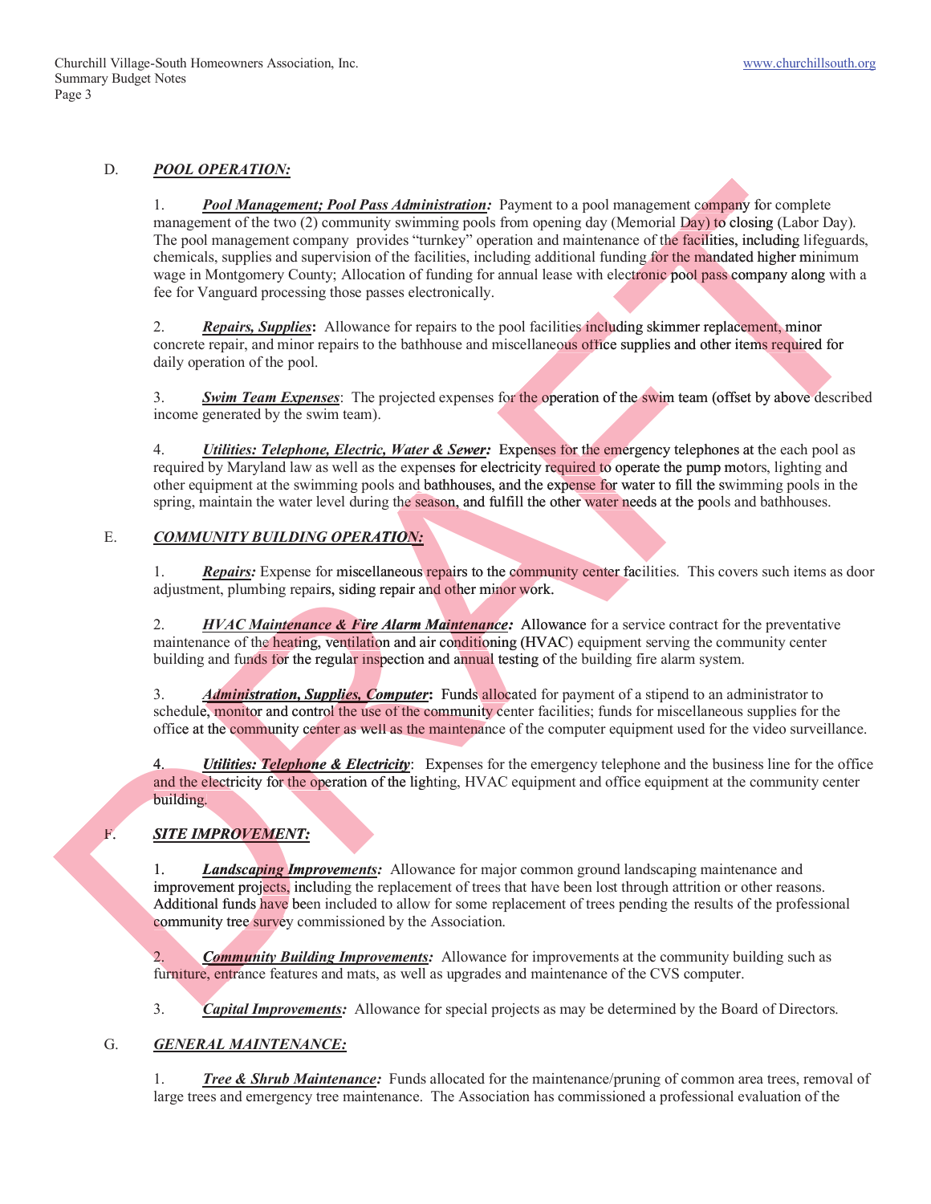D. ***POOL OPERATION:***

1. ***Pool Management; Pool Pass Administration:*** Payment to a pool management company for complete management of the two (2) community swimming pools from opening day (Memorial Day) to closing (Labor Day). The pool management company provides "turnkey" operation and maintenance of the facilities, including lifeguards, chemicals, supplies and supervision of the facilities, including additional funding for the mandated higher minimum wage in Montgomery County; Allocation of funding for annual lease with electronic pool pass company along with a fee for Vanguard processing those passes electronically.

2. ***Repairs, Supplies*****:** Allowance for repairs to the pool facilities including skimmer replacement, minor concrete repair, and minor repairs to the bathhouse and miscellaneous office supplies and other items required for daily operation of the pool.

3. ***Swim Team Expenses***: The projected expenses for the operation of the swim team (offset by above described income generated by the swim team).

4. ***Utilities: Telephone, Electric, Water & Sewer:*** Expenses for the emergency telephones at the each pool as required by Maryland law as well as the expenses for electricity required to operate the pump motors, lighting and other equipment at the swimming pools and bathhouses, and the expense for water to fill the swimming pools in the spring, maintain the water level during the season, and fulfill the other water needs at the pools and bathhouses.

E. ***COMMUNITY BUILDING OPERATION:***

1. ***Repairs:*** Expense for miscellaneous repairs to the community center facilities. This covers such items as door adjustment, plumbing repairs, siding repair and other minor work.

2. ***HVAC Maintenance & Fire Alarm Maintenance:*** Allowance for a service contract for the preventative maintenance of the heating, ventilation and air conditioning (HVAC) equipment serving the community center building and funds for the regular inspection and annual testing of the building fire alarm system.

3. ***Administration, Supplies, Computer*****:** Funds allocated for payment of a stipend to an administrator to schedule, monitor and control the use of the community center facilities; funds for miscellaneous supplies for the office at the community center as well as the maintenance of the computer equipment used for the video surveillance.

4. ***Utilities: Telephone & Electricity***: Expenses for the emergency telephone and the business line for the office and the electricity for the operation of the lighting, HVAC equipment and office equipment at the community center building.

F. ***SITE IMPROVEMENT:***

1. ***Landscaping Improvements:*** Allowance for major common ground landscaping maintenance and improvement projects, including the replacement of trees that have been lost through attrition or other reasons. Additional funds have been included to allow for some replacement of trees pending the results of the professional community tree survey commissioned by the Association.

2. ***Community Building Improvements:*** Allowance for improvements at the community building such as furniture, entrance features and mats, as well as upgrades and maintenance of the CVS computer.

3. ***Capital Improvements:*** Allowance for special projects as may be determined by the Board of Directors.

G. ***GENERAL MAINTENANCE:***

1. ***Tree & Shrub Maintenance:*** Funds allocated for the maintenance/pruning of common area trees, removal of large trees and emergency tree maintenance. The Association has commissioned a professional evaluation of the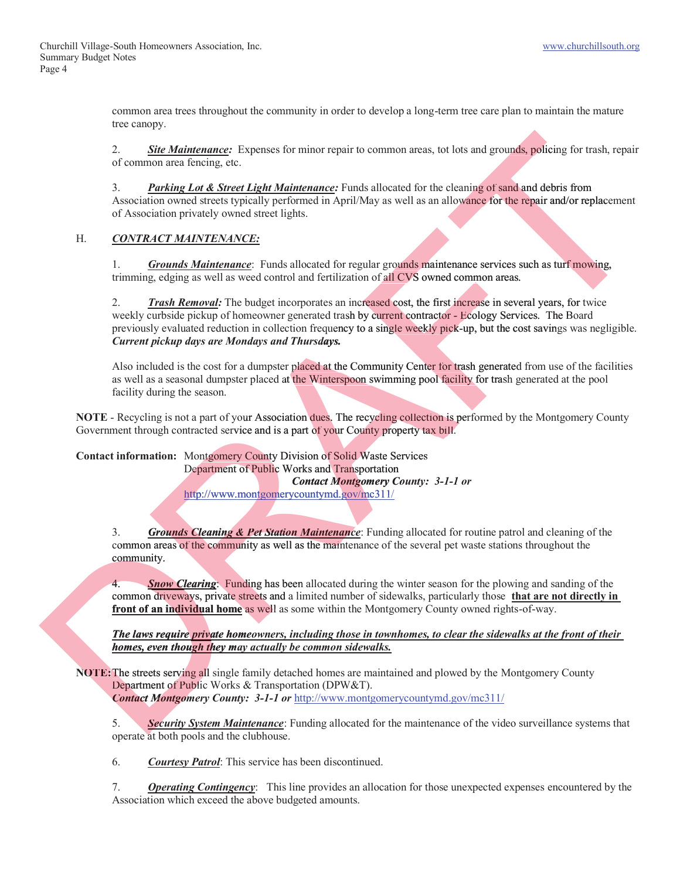common area trees throughout the community in order to develop a long-term tree care plan to maintain the mature tree canopy.

2. ***Site Maintenance:*** Expenses for minor repair to common areas, tot lots and grounds, policing for trash, repair of common area fencing, etc.

3. ***Parking Lot & Street Light Maintenance:*** Funds allocated for the cleaning of sand and debris from Association owned streets typically performed in April/May as well as an allowance for the repair and/or replacement of Association privately owned street lights.

H. ***CONTRACT MAINTENANCE:***

1. ***Grounds Maintenance***: Funds allocated for regular grounds maintenance services such as turf mowing, trimming, edging as well as weed control and fertilization of all CVS owned common areas.

2. ***Trash Removal:*** The budget incorporates an increased cost, the first increase in several years, for twice weekly curbside pickup of homeowner generated trash by current contractor - Ecology Services. The Board previously evaluated reduction in collection frequency to a single weekly pick-up, but the cost savings was negligible. ***Current pickup days are Mondays and Thursdays.***

Also included is the cost for a dumpster placed at the Community Center for trash generated from use of the facilities as well as a seasonal dumpster placed at the Winterspoon swimming pool facility for trash generated at the pool facility during the season.

**NOTE** - Recycling is not a part of your Association dues. The recycling collection is performed by the Montgomery County Government through contracted service and is a part of your County property tax bill.

**Contact information:** Montgomery County Division of Solid Waste Services
Department of Public Works and Transportation
***Contact Montgomery County: 3-1-1 or***
http://www.montgomerycountymd.gov/mc311/

3. ***Grounds Cleaning & Pet Station Maintenance***: Funding allocated for routine patrol and cleaning of the common areas of the community as well as the maintenance of the several pet waste stations throughout the community.

4. ***Snow Clearing***: Funding has been allocated during the winter season for the plowing and sanding of the common driveways, private streets and a limited number of sidewalks, particularly those **that are not directly in front of an individual home** as well as some within the Montgomery County owned rights-of-way.

***The laws require private homeowners, including those in townhomes, to clear the sidewalks at the front of their homes, even though they may actually be common sidewalks.***

**NOTE:** The streets serving all single family detached homes are maintained and plowed by the Montgomery County Department of Public Works & Transportation (DPW&T).
***Contact Montgomery County: 3-1-1 or*** http://www.montgomerycountymd.gov/mc311/

5. ***Security System Maintenance***: Funding allocated for the maintenance of the video surveillance systems that operate at both pools and the clubhouse.

6. ***Courtesy Patrol***: This service has been discontinued.

7. ***Operating Contingency***: This line provides an allocation for those unexpected expenses encountered by the Association which exceed the above budgeted amounts.